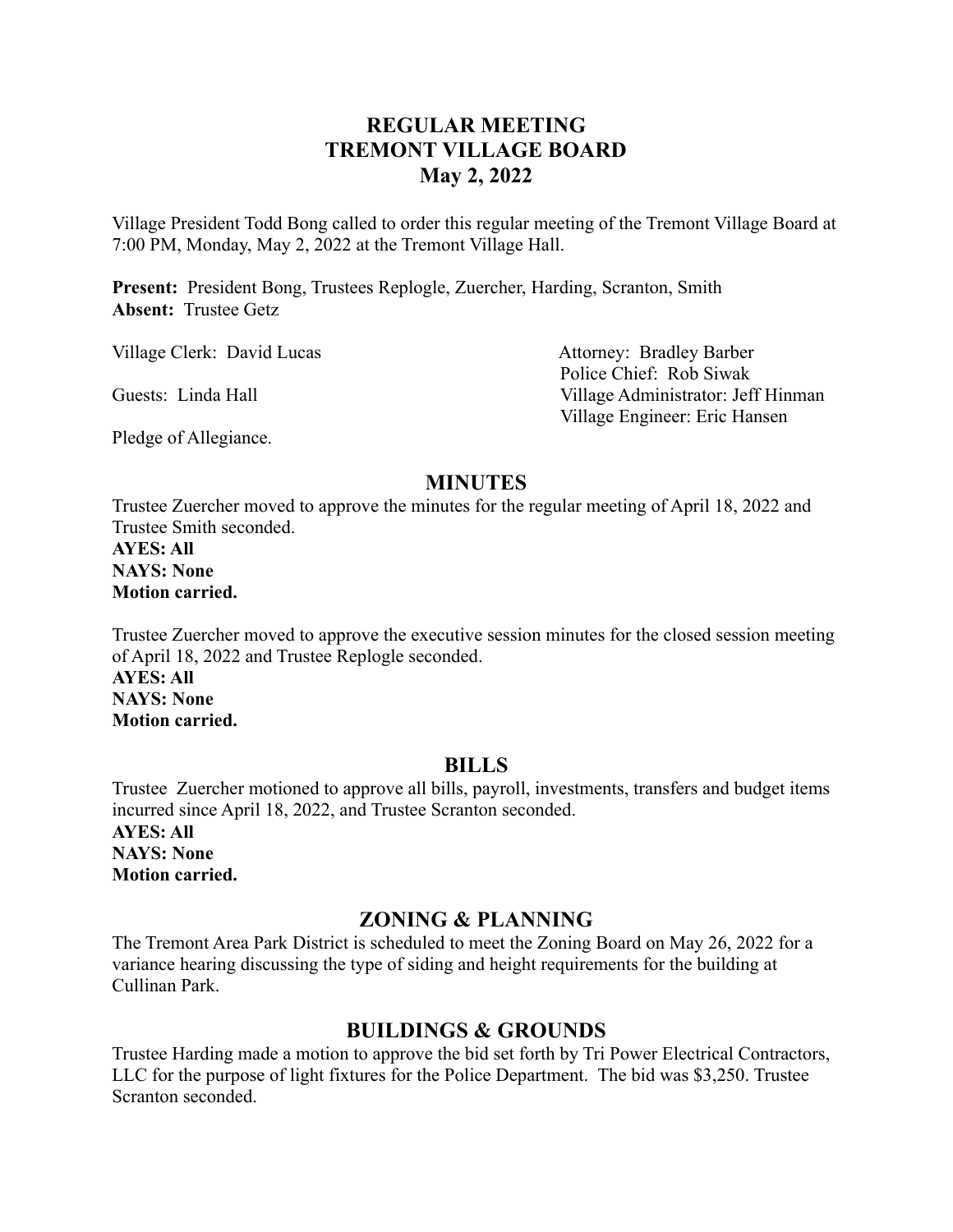# REGULAR MEETING
# TREMONT VILLAGE BOARD
# May 2, 2022

Village President Todd Bong called to order this regular meeting of the Tremont Village Board at 7:00 PM, Monday, May 2, 2022 at the Tremont Village Hall.

**Present:** President Bong, Trustees Replogle, Zuercher, Harding, Scranton, Smith
**Absent:** Trustee Getz

Village Clerk: David Lucas

Guests: Linda Hall

Attorney: Bradley Barber
Police Chief: Rob Siwak
Village Administrator: Jeff Hinman
Village Engineer: Eric Hansen

Pledge of Allegiance.

## MINUTES

Trustee Zuercher moved to approve the minutes for the regular meeting of April 18, 2022 and Trustee Smith seconded.
**AYES: All**
**NAYS: None**
**Motion carried.**

Trustee Zuercher moved to approve the executive session minutes for the closed session meeting of April 18, 2022 and Trustee Replogle seconded.
**AYES: All**
**NAYS: None**
**Motion carried.**

## BILLS

Trustee Zuercher motioned to approve all bills, payroll, investments, transfers and budget items incurred since April 18, 2022, and Trustee Scranton seconded.
**AYES: All**
**NAYS: None**
**Motion carried.**

## ZONING & PLANNING

The Tremont Area Park District is scheduled to meet the Zoning Board on May 26, 2022 for a variance hearing discussing the type of siding and height requirements for the building at Cullinan Park.

## BUILDINGS & GROUNDS

Trustee Harding made a motion to approve the bid set forth by Tri Power Electrical Contractors, LLC for the purpose of light fixtures for the Police Department. The bid was $3,250. Trustee Scranton seconded.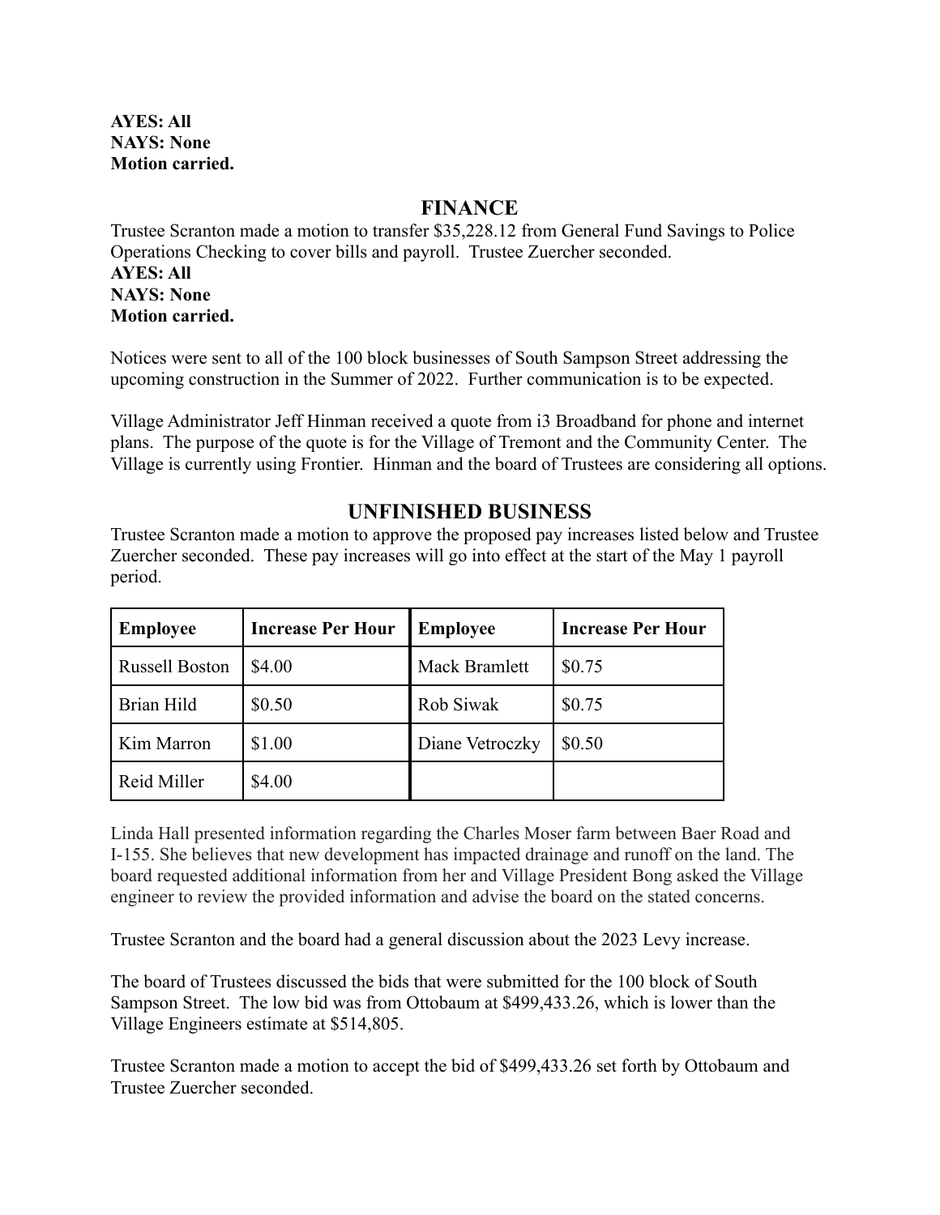**AYES: All**
**NAYS: None**
**Motion carried.**

## FINANCE

Trustee Scranton made a motion to transfer $35,228.12 from General Fund Savings to Police Operations Checking to cover bills and payroll. Trustee Zuercher seconded.
**AYES: All**
**NAYS: None**
**Motion carried.**

Notices were sent to all of the 100 block businesses of South Sampson Street addressing the upcoming construction in the Summer of 2022. Further communication is to be expected.

Village Administrator Jeff Hinman received a quote from i3 Broadband for phone and internet plans. The purpose of the quote is for the Village of Tremont and the Community Center. The Village is currently using Frontier. Hinman and the board of Trustees are considering all options.

## UNFINISHED BUSINESS

Trustee Scranton made a motion to approve the proposed pay increases listed below and Trustee Zuercher seconded. These pay increases will go into effect at the start of the May 1 payroll period.

| Employee | Increase Per Hour | Employee | Increase Per Hour |
|---|---|---|---|
| Russell Boston | $4.00 | Mack Bramlett | $0.75 |
| Brian Hild | $0.50 | Rob Siwak | $0.75 |
| Kim Marron | $1.00 | Diane Vetroczky | $0.50 |
| Reid Miller | $4.00 | | |

Linda Hall presented information regarding the Charles Moser farm between Baer Road and I-155. She believes that new development has impacted drainage and runoff on the land. The board requested additional information from her and Village President Bong asked the Village engineer to review the provided information and advise the board on the stated concerns.

Trustee Scranton and the board had a general discussion about the 2023 Levy increase.

The board of Trustees discussed the bids that were submitted for the 100 block of South Sampson Street. The low bid was from Ottobaum at $499,433.26, which is lower than the Village Engineers estimate at $514,805.

Trustee Scranton made a motion to accept the bid of $499,433.26 set forth by Ottobaum and Trustee Zuercher seconded.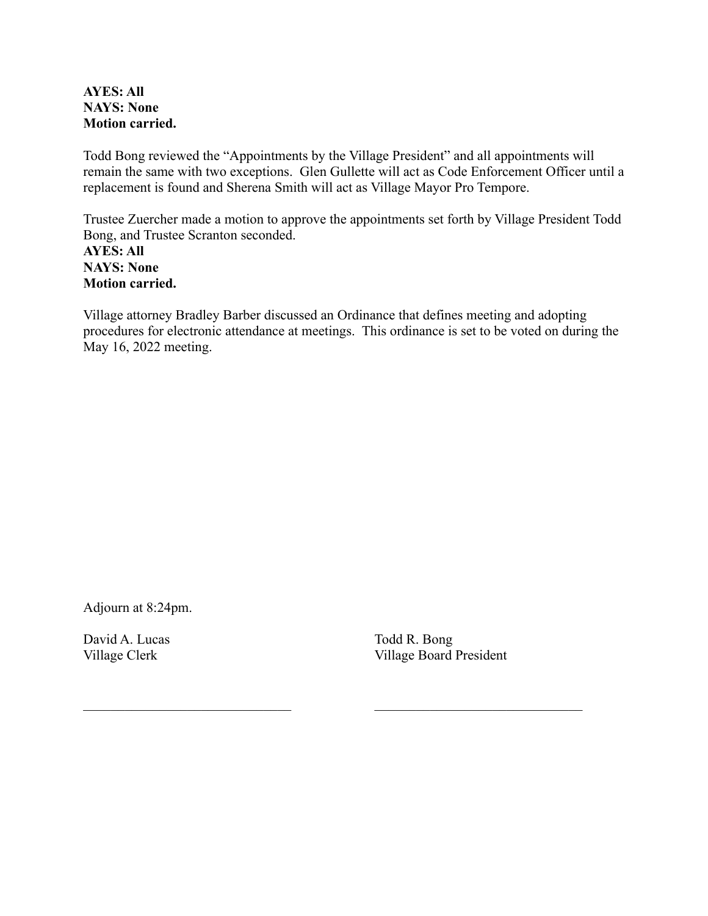**AYES: All**
**NAYS: None**
**Motion carried.**

Todd Bong reviewed the "Appointments by the Village President" and all appointments will remain the same with two exceptions. Glen Gullette will act as Code Enforcement Officer until a replacement is found and Sherena Smith will act as Village Mayor Pro Tempore.

Trustee Zuercher made a motion to approve the appointments set forth by Village President Todd Bong, and Trustee Scranton seconded.
**AYES: All**
**NAYS: None**
**Motion carried.**

Village attorney Bradley Barber discussed an Ordinance that defines meeting and adopting procedures for electronic attendance at meetings. This ordinance is set to be voted on during the May 16, 2022 meeting.

Adjourn at 8:24pm.

David A. Lucas
Village Clerk

______________________________

Todd R. Bong
Village Board President

______________________________